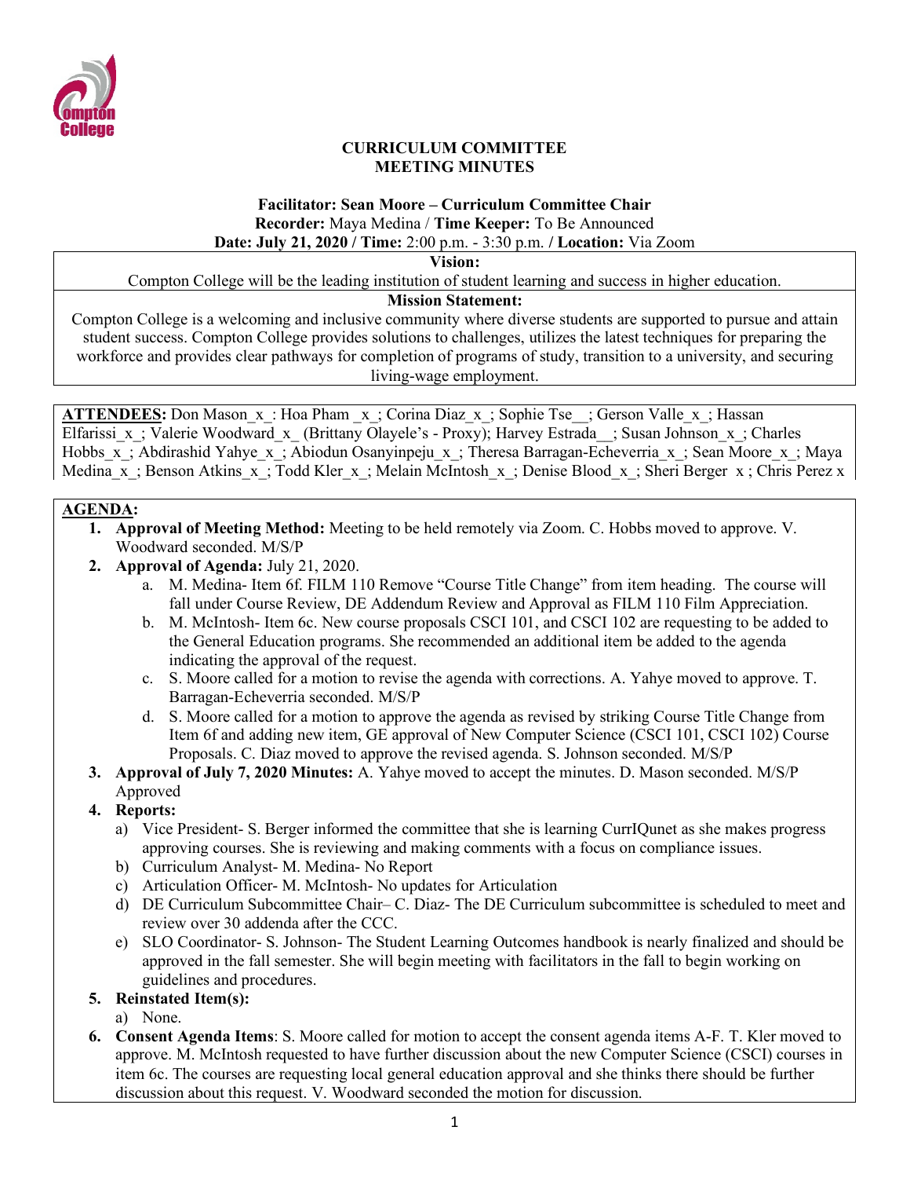**CURRICULUM COMMITTEE**
**MEETING MINUTES**

**Facilitator: Sean Moore – Curriculum Committee Chair**
**Recorder:** Maya Medina / **Time Keeper:** To Be Announced
**Date: July 21, 2020 / Time:** 2:00 p.m. - 3:30 p.m. / **Location:** Via Zoom

**Vision:**
Compton College will be the leading institution of student learning and success in higher education.

**Mission Statement:**
Compton College is a welcoming and inclusive community where diverse students are supported to pursue and attain student success. Compton College provides solutions to challenges, utilizes the latest techniques for preparing the workforce and provides clear pathways for completion of programs of study, transition to a university, and securing living-wage employment.

**ATTENDEES:** Don Mason_x_: Hoa Pham _x_; Corina Diaz_x_; Sophie Tse__; Gerson Valle_x_; Hassan Elfarissi_x_; Valerie Woodward_x_ (Brittany Olayele's - Proxy); Harvey Estrada__; Susan Johnson_x_; Charles Hobbs_x_; Abdirashid Yahye_x_; Abiodun Osanyinpeju_x_; Theresa Barragan-Echeverria_x_; Sean Moore_x_; Maya Medina_x_; Benson Atkins_x_; Todd Kler_x_; Melain McIntosh_x_; Denise Blood_x_; Sheri Berger x ; Chris Perez x

**AGENDA:**

1. **Approval of Meeting Method:** Meeting to be held remotely via Zoom. C. Hobbs moved to approve. V. Woodward seconded. M/S/P
2. **Approval of Agenda:** July 21, 2020.
   a. M. Medina- Item 6f. FILM 110 Remove "Course Title Change" from item heading. The course will fall under Course Review, DE Addendum Review and Approval as FILM 110 Film Appreciation.
   b. M. McIntosh- Item 6c. New course proposals CSCI 101, and CSCI 102 are requesting to be added to the General Education programs. She recommended an additional item be added to the agenda indicating the approval of the request.
   c. S. Moore called for a motion to revise the agenda with corrections. A. Yahye moved to approve. T. Barragan-Echeverria seconded. M/S/P
   d. S. Moore called for a motion to approve the agenda as revised by striking Course Title Change from Item 6f and adding new item, GE approval of New Computer Science (CSCI 101, CSCI 102) Course Proposals. C. Diaz moved to approve the revised agenda. S. Johnson seconded. M/S/P
3. **Approval of July 7, 2020 Minutes:** A. Yahye moved to accept the minutes. D. Mason seconded. M/S/P Approved
4. **Reports:**
   a) Vice President- S. Berger informed the committee that she is learning CurrIQunet as she makes progress approving courses. She is reviewing and making comments with a focus on compliance issues.
   b) Curriculum Analyst- M. Medina- No Report
   c) Articulation Officer- M. McIntosh- No updates for Articulation
   d) DE Curriculum Subcommittee Chair– C. Diaz- The DE Curriculum subcommittee is scheduled to meet and review over 30 addenda after the CCC.
   e) SLO Coordinator- S. Johnson- The Student Learning Outcomes handbook is nearly finalized and should be approved in the fall semester. She will begin meeting with facilitators in the fall to begin working on guidelines and procedures.
5. **Reinstated Item(s):**
   a) None.
6. **Consent Agenda Items**: S. Moore called for motion to accept the consent agenda items A-F. T. Kler moved to approve. M. McIntosh requested to have further discussion about the new Computer Science (CSCI) courses in item 6c. The courses are requesting local general education approval and she thinks there should be further discussion about this request. V. Woodward seconded the motion for discussion.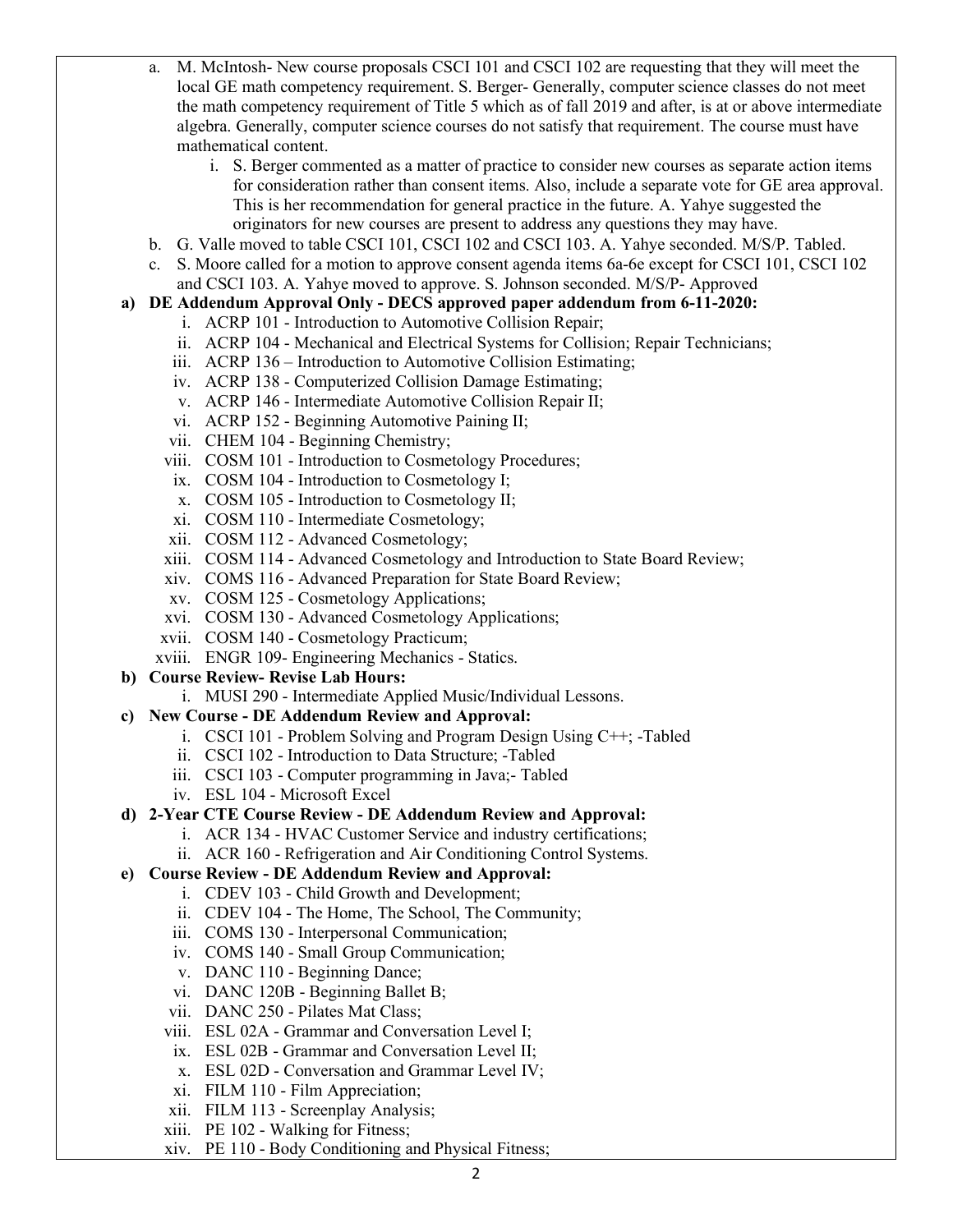a. M. McIntosh- New course proposals CSCI 101 and CSCI 102 are requesting that they will meet the local GE math competency requirement. S. Berger- Generally, computer science classes do not meet the math competency requirement of Title 5 which as of fall 2019 and after, is at or above intermediate algebra. Generally, computer science courses do not satisfy that requirement. The course must have mathematical content.
   i. S. Berger commented as a matter of practice to consider new courses as separate action items for consideration rather than consent items. Also, include a separate vote for GE area approval. This is her recommendation for general practice in the future. A. Yahye suggested the originators for new courses are present to address any questions they may have.

b. G. Valle moved to table CSCI 101, CSCI 102 and CSCI 103. A. Yahye seconded. M/S/P. Tabled.

c. S. Moore called for a motion to approve consent agenda items 6a-6e except for CSCI 101, CSCI 102 and CSCI 103. A. Yahye moved to approve. S. Johnson seconded. M/S/P- Approved

**a) DE Addendum Approval Only - DECS approved paper addendum from 6-11-2020:**

i. ACRP 101 - Introduction to Automotive Collision Repair;
ii. ACRP 104 - Mechanical and Electrical Systems for Collision; Repair Technicians;
iii. ACRP 136 – Introduction to Automotive Collision Estimating;
iv. ACRP 138 - Computerized Collision Damage Estimating;
v. ACRP 146 - Intermediate Automotive Collision Repair II;
vi. ACRP 152 - Beginning Automotive Paining II;
vii. CHEM 104 - Beginning Chemistry;
viii. COSM 101 - Introduction to Cosmetology Procedures;
ix. COSM 104 - Introduction to Cosmetology I;
x. COSM 105 - Introduction to Cosmetology II;
xi. COSM 110 - Intermediate Cosmetology;
xii. COSM 112 - Advanced Cosmetology;
xiii. COSM 114 - Advanced Cosmetology and Introduction to State Board Review;
xiv. COMS 116 - Advanced Preparation for State Board Review;
xv. COSM 125 - Cosmetology Applications;
xvi. COSM 130 - Advanced Cosmetology Applications;
xvii. COSM 140 - Cosmetology Practicum;
xviii. ENGR 109- Engineering Mechanics - Statics.

**b) Course Review- Revise Lab Hours:**

i. MUSI 290 - Intermediate Applied Music/Individual Lessons.

**c) New Course - DE Addendum Review and Approval:**

i. CSCI 101 - Problem Solving and Program Design Using C++; -Tabled
ii. CSCI 102 - Introduction to Data Structure; -Tabled
iii. CSCI 103 - Computer programming in Java;- Tabled
iv. ESL 104 - Microsoft Excel

**d) 2-Year CTE Course Review - DE Addendum Review and Approval:**

i. ACR 134 - HVAC Customer Service and industry certifications;
ii. ACR 160 - Refrigeration and Air Conditioning Control Systems.

**e) Course Review - DE Addendum Review and Approval:**

i. CDEV 103 - Child Growth and Development;
ii. CDEV 104 - The Home, The School, The Community;
iii. COMS 130 - Interpersonal Communication;
iv. COMS 140 - Small Group Communication;
v. DANC 110 - Beginning Dance;
vi. DANC 120B - Beginning Ballet B;
vii. DANC 250 - Pilates Mat Class;
viii. ESL 02A - Grammar and Conversation Level I;
ix. ESL 02B - Grammar and Conversation Level II;
x. ESL 02D - Conversation and Grammar Level IV;
xi. FILM 110 - Film Appreciation;
xii. FILM 113 - Screenplay Analysis;
xiii. PE 102 - Walking for Fitness;
xiv. PE 110 - Body Conditioning and Physical Fitness;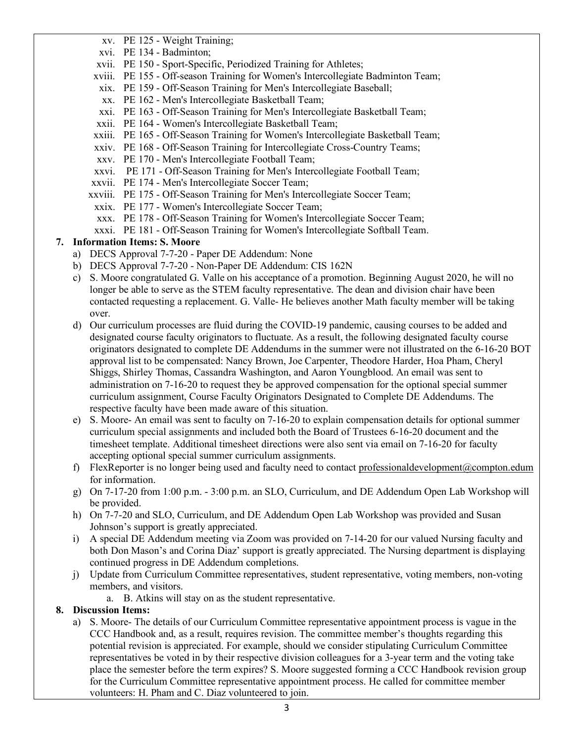xv. PE 125 - Weight Training;
xvi. PE 134 - Badminton;
xvii. PE 150 - Sport-Specific, Periodized Training for Athletes;
xviii. PE 155 - Off-season Training for Women's Intercollegiate Badminton Team;
xix. PE 159 - Off-Season Training for Men's Intercollegiate Baseball;
xx. PE 162 - Men's Intercollegiate Basketball Team;
xxi. PE 163 - Off-Season Training for Men's Intercollegiate Basketball Team;
xxii. PE 164 - Women's Intercollegiate Basketball Team;
xxiii. PE 165 - Off-Season Training for Women's Intercollegiate Basketball Team;
xxiv. PE 168 - Off-Season Training for Intercollegiate Cross-Country Teams;
xxv. PE 170 - Men's Intercollegiate Football Team;
xxvi. PE 171 - Off-Season Training for Men's Intercollegiate Football Team;
xxvii. PE 174 - Men's Intercollegiate Soccer Team;
xxviii. PE 175 - Off-Season Training for Men's Intercollegiate Soccer Team;
xxix. PE 177 - Women's Intercollegiate Soccer Team;
xxx. PE 178 - Off-Season Training for Women's Intercollegiate Soccer Team;
xxxi. PE 181 - Off-Season Training for Women's Intercollegiate Softball Team.

**7. Information Items: S. Moore**

a) DECS Approval 7-7-20 - Paper DE Addendum: None

b) DECS Approval 7-7-20 - Non-Paper DE Addendum: CIS 162N

c) S. Moore congratulated G. Valle on his acceptance of a promotion. Beginning August 2020, he will no longer be able to serve as the STEM faculty representative. The dean and division chair have been contacted requesting a replacement. G. Valle- He believes another Math faculty member will be taking over.

d) Our curriculum processes are fluid during the COVID-19 pandemic, causing courses to be added and designated course faculty originators to fluctuate. As a result, the following designated faculty course originators designated to complete DE Addendums in the summer were not illustrated on the 6-16-20 BOT approval list to be compensated: Nancy Brown, Joe Carpenter, Theodore Harder, Hoa Pham, Cheryl Shiggs, Shirley Thomas, Cassandra Washington, and Aaron Youngblood. An email was sent to administration on 7-16-20 to request they be approved compensation for the optional special summer curriculum assignment, Course Faculty Originators Designated to Complete DE Addendums. The respective faculty have been made aware of this situation.

e) S. Moore- An email was sent to faculty on 7-16-20 to explain compensation details for optional summer curriculum special assignments and included both the Board of Trustees 6-16-20 document and the timesheet template. Additional timesheet directions were also sent via email on 7-16-20 for faculty accepting optional special summer curriculum assignments.

f) FlexReporter is no longer being used and faculty need to contact professionaldevelopment@compton.edum for information.

g) On 7-17-20 from 1:00 p.m. - 3:00 p.m. an SLO, Curriculum, and DE Addendum Open Lab Workshop will be provided.

h) On 7-7-20 and SLO, Curriculum, and DE Addendum Open Lab Workshop was provided and Susan Johnson's support is greatly appreciated.

i) A special DE Addendum meeting via Zoom was provided on 7-14-20 for our valued Nursing faculty and both Don Mason's and Corina Diaz' support is greatly appreciated. The Nursing department is displaying continued progress in DE Addendum completions.

j) Update from Curriculum Committee representatives, student representative, voting members, non-voting members, and visitors.
   a. B. Atkins will stay on as the student representative.

**8. Discussion Items:**

a) S. Moore- The details of our Curriculum Committee representative appointment process is vague in the CCC Handbook and, as a result, requires revision. The committee member's thoughts regarding this potential revision is appreciated. For example, should we consider stipulating Curriculum Committee representatives be voted in by their respective division colleagues for a 3-year term and the voting take place the semester before the term expires? S. Moore suggested forming a CCC Handbook revision group for the Curriculum Committee representative appointment process. He called for committee member volunteers: H. Pham and C. Diaz volunteered to join.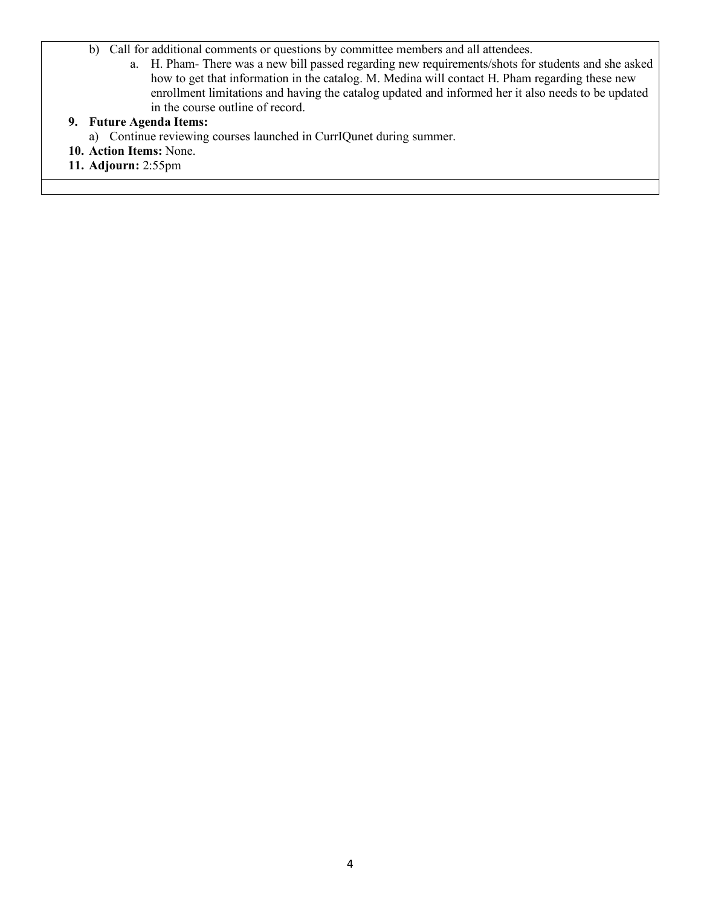b) Call for additional comments or questions by committee members and all attendees.
   a. H. Pham- There was a new bill passed regarding new requirements/shots for students and she asked how to get that information in the catalog. M. Medina will contact H. Pham regarding these new enrollment limitations and having the catalog updated and informed her it also needs to be updated in the course outline of record.

**9. Future Agenda Items:**

a) Continue reviewing courses launched in CurrIQunet during summer.

**10. Action Items:** None.

**11. Adjourn:** 2:55pm